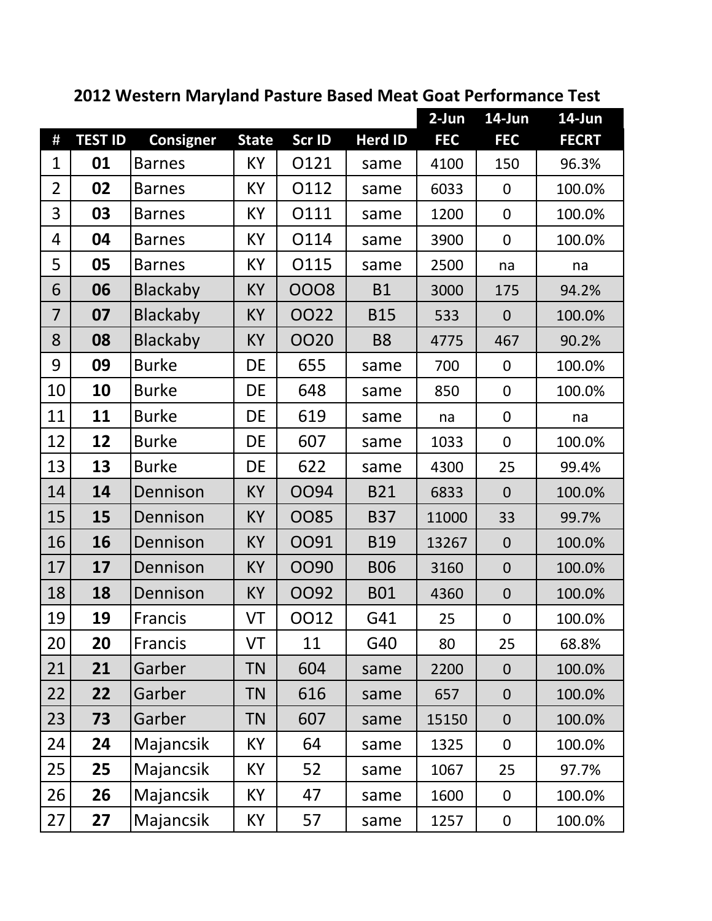# 2012 Western Maryland Pasture Based Meat Goat Performance Test

| # | TEST ID | Consigner | State | Scr ID | Herd ID | 2-Jun FEC | 14-Jun FEC | 14-Jun FECRT |
|---|---|---|---|---|---|---|---|---|
| 1 | **01** | Barnes | KY | O121 | same | 4100 | 150 | 96.3% |
| 2 | **02** | Barnes | KY | O112 | same | 6033 | 0 | 100.0% |
| 3 | **03** | Barnes | KY | O111 | same | 1200 | 0 | 100.0% |
| 4 | **04** | Barnes | KY | O114 | same | 3900 | 0 | 100.0% |
| 5 | **05** | Barnes | KY | O115 | same | 2500 | na | na |
| 6 | **06** | Blackaby | KY | OOO8 | B1 | 3000 | 175 | 94.2% |
| 7 | **07** | Blackaby | KY | OO22 | B15 | 533 | 0 | 100.0% |
| 8 | **08** | Blackaby | KY | OO20 | B8 | 4775 | 467 | 90.2% |
| 9 | **09** | Burke | DE | 655 | same | 700 | 0 | 100.0% |
| 10 | **10** | Burke | DE | 648 | same | 850 | 0 | 100.0% |
| 11 | **11** | Burke | DE | 619 | same | na | 0 | na |
| 12 | **12** | Burke | DE | 607 | same | 1033 | 0 | 100.0% |
| 13 | **13** | Burke | DE | 622 | same | 4300 | 25 | 99.4% |
| 14 | **14** | Dennison | KY | OO94 | B21 | 6833 | 0 | 100.0% |
| 15 | **15** | Dennison | KY | OO85 | B37 | 11000 | 33 | 99.7% |
| 16 | **16** | Dennison | KY | OO91 | B19 | 13267 | 0 | 100.0% |
| 17 | **17** | Dennison | KY | OO90 | B06 | 3160 | 0 | 100.0% |
| 18 | **18** | Dennison | KY | OO92 | B01 | 4360 | 0 | 100.0% |
| 19 | **19** | Francis | VT | OO12 | G41 | 25 | 0 | 100.0% |
| 20 | **20** | Francis | VT | 11 | G40 | 80 | 25 | 68.8% |
| 21 | **21** | Garber | TN | 604 | same | 2200 | 0 | 100.0% |
| 22 | **22** | Garber | TN | 616 | same | 657 | 0 | 100.0% |
| 23 | **73** | Garber | TN | 607 | same | 15150 | 0 | 100.0% |
| 24 | **24** | Majancsik | KY | 64 | same | 1325 | 0 | 100.0% |
| 25 | **25** | Majancsik | KY | 52 | same | 1067 | 25 | 97.7% |
| 26 | **26** | Majancsik | KY | 47 | same | 1600 | 0 | 100.0% |
| 27 | **27** | Majancsik | KY | 57 | same | 1257 | 0 | 100.0% |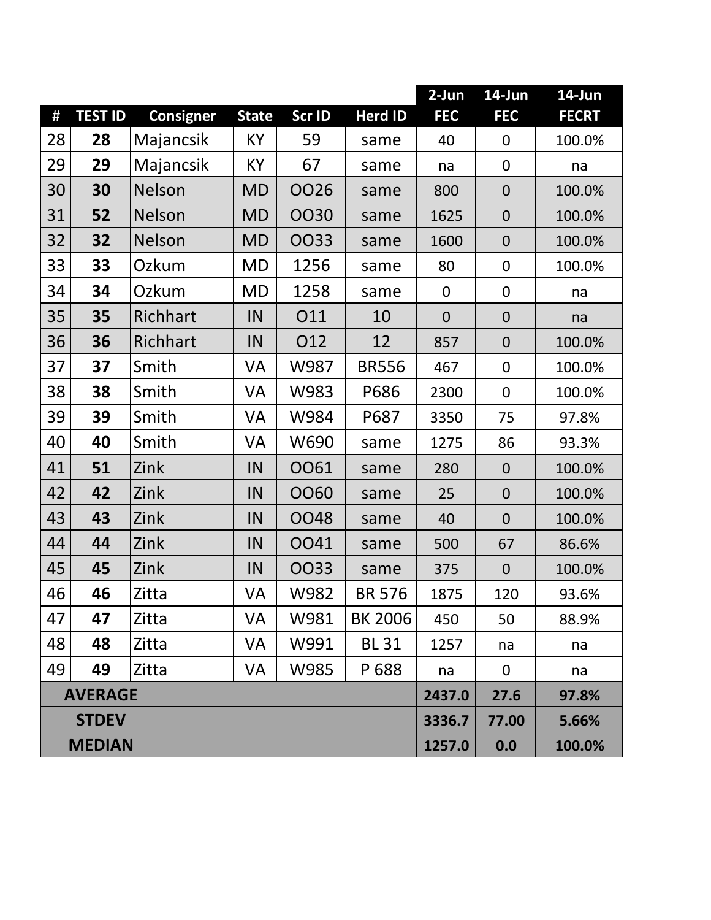| | | | | | | 2-Jun | 14-Jun | 14-Jun |
|---|---|---|---|---|---|---|---|---|
| # | TEST ID | Consigner | State | Scr ID | Herd ID | FEC | FEC | FECRT |
| 28 | **28** | Majancsik | KY | 59 | same | 40 | 0 | 100.0% |
| 29 | **29** | Majancsik | KY | 67 | same | na | 0 | na |
| 30 | **30** | Nelson | MD | OO26 | same | 800 | 0 | 100.0% |
| 31 | **52** | Nelson | MD | OO30 | same | 1625 | 0 | 100.0% |
| 32 | **32** | Nelson | MD | OO33 | same | 1600 | 0 | 100.0% |
| 33 | **33** | Ozkum | MD | 1256 | same | 80 | 0 | 100.0% |
| 34 | **34** | Ozkum | MD | 1258 | same | 0 | 0 | na |
| 35 | **35** | Richhart | IN | O11 | 10 | 0 | 0 | na |
| 36 | **36** | Richhart | IN | O12 | 12 | 857 | 0 | 100.0% |
| 37 | **37** | Smith | VA | W987 | BR556 | 467 | 0 | 100.0% |
| 38 | **38** | Smith | VA | W983 | P686 | 2300 | 0 | 100.0% |
| 39 | **39** | Smith | VA | W984 | P687 | 3350 | 75 | 97.8% |
| 40 | **40** | Smith | VA | W690 | same | 1275 | 86 | 93.3% |
| 41 | **51** | Zink | IN | OO61 | same | 280 | 0 | 100.0% |
| 42 | **42** | Zink | IN | OO60 | same | 25 | 0 | 100.0% |
| 43 | **43** | Zink | IN | OO48 | same | 40 | 0 | 100.0% |
| 44 | **44** | Zink | IN | OO41 | same | 500 | 67 | 86.6% |
| 45 | **45** | Zink | IN | OO33 | same | 375 | 0 | 100.0% |
| 46 | **46** | Zitta | VA | W982 | BR 576 | 1875 | 120 | 93.6% |
| 47 | **47** | Zitta | VA | W981 | BK 2006 | 450 | 50 | 88.9% |
| 48 | **48** | Zitta | VA | W991 | BL 31 | 1257 | na | na |
| 49 | **49** | Zitta | VA | W985 | P 688 | na | 0 | na |
| **AVERAGE** | | | | | | **2437.0** | **27.6** | **97.8%** |
| **STDEV** | | | | | | **3336.7** | **77.00** | **5.66%** |
| **MEDIAN** | | | | | | **1257.0** | **0.0** | **100.0%** |